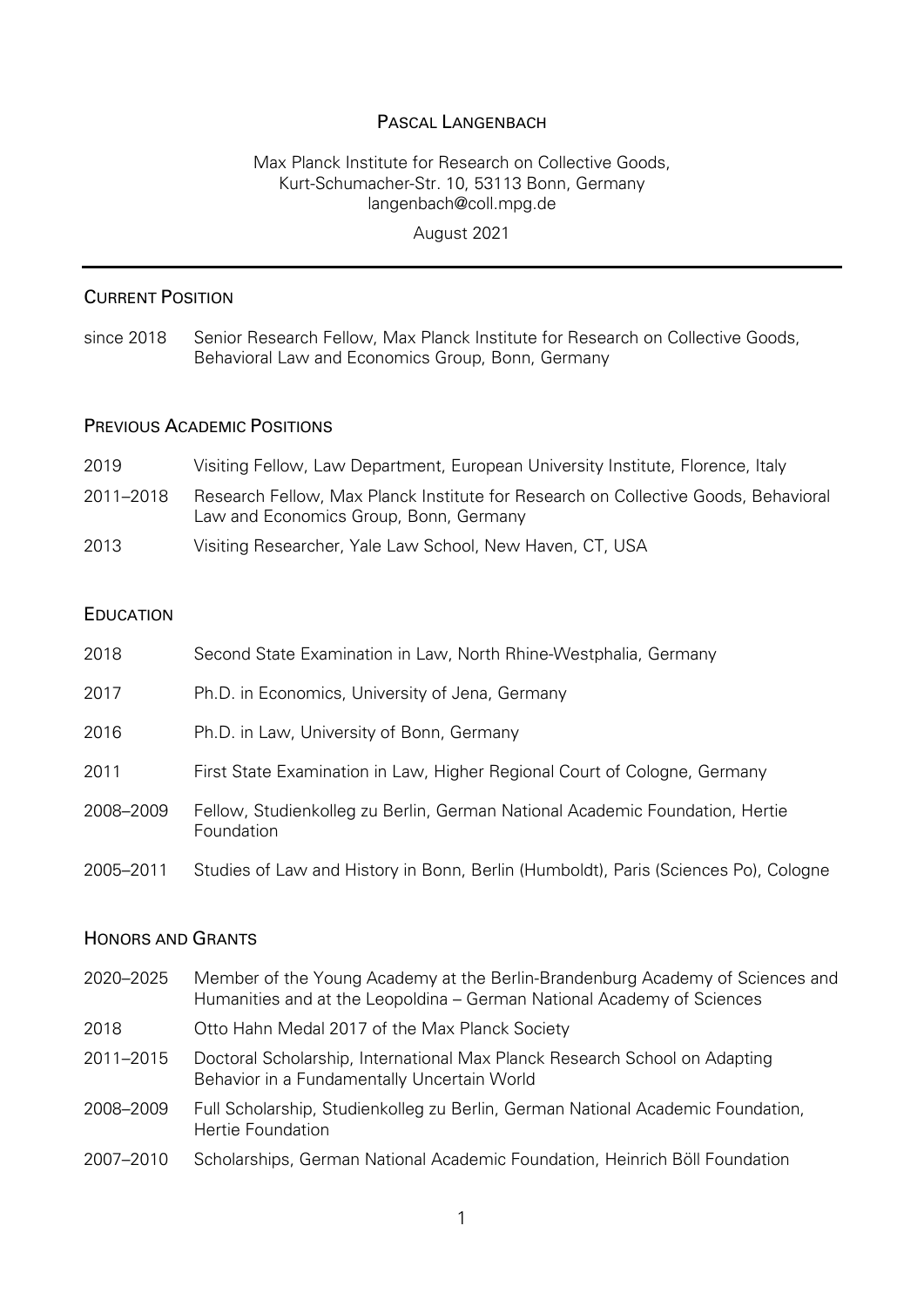# Pascal Langenbach

Max Planck Institute for Research on Collective Goods,
Kurt-Schumacher-Str. 10, 53113 Bonn, Germany
langenbach@coll.mpg.de

August 2021

---

## Current Position

since 2018 Senior Research Fellow, Max Planck Institute for Research on Collective Goods, Behavioral Law and Economics Group, Bonn, Germany

## Previous Academic Positions

2019 Visiting Fellow, Law Department, European University Institute, Florence, Italy

2011–2018 Research Fellow, Max Planck Institute for Research on Collective Goods, Behavioral Law and Economics Group, Bonn, Germany

2013 Visiting Researcher, Yale Law School, New Haven, CT, USA

## Education

2018 Second State Examination in Law, North Rhine-Westphalia, Germany

2017 Ph.D. in Economics, University of Jena, Germany

2016 Ph.D. in Law, University of Bonn, Germany

2011 First State Examination in Law, Higher Regional Court of Cologne, Germany

2008–2009 Fellow, Studienkolleg zu Berlin, German National Academic Foundation, Hertie Foundation

2005–2011 Studies of Law and History in Bonn, Berlin (Humboldt), Paris (Sciences Po), Cologne

## Honors and Grants

2020–2025 Member of the Young Academy at the Berlin-Brandenburg Academy of Sciences and Humanities and at the Leopoldina – German National Academy of Sciences

2018 Otto Hahn Medal 2017 of the Max Planck Society

2011–2015 Doctoral Scholarship, International Max Planck Research School on Adapting Behavior in a Fundamentally Uncertain World

2008–2009 Full Scholarship, Studienkolleg zu Berlin, German National Academic Foundation, Hertie Foundation

2007–2010 Scholarships, German National Academic Foundation, Heinrich Böll Foundation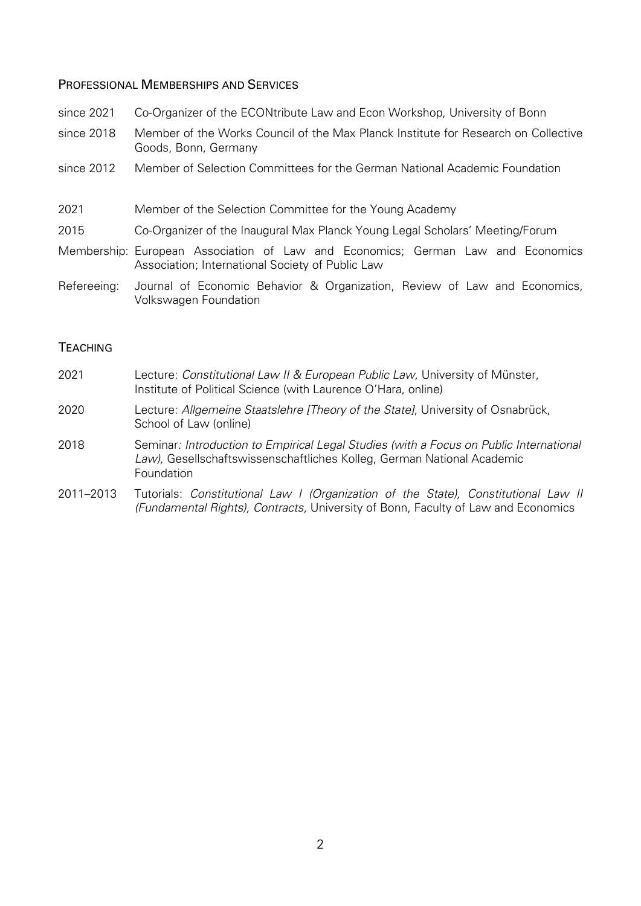## Professional Memberships and Services

since 2021 Co-Organizer of the ECONtribute Law and Econ Workshop, University of Bonn

since 2018 Member of the Works Council of the Max Planck Institute for Research on Collective Goods, Bonn, Germany

since 2012 Member of Selection Committees for the German National Academic Foundation

2021 Member of the Selection Committee for the Young Academy

2015 Co-Organizer of the Inaugural Max Planck Young Legal Scholars' Meeting/Forum

Membership: European Association of Law and Economics; German Law and Economics Association; International Society of Public Law

Refereeing: Journal of Economic Behavior & Organization, Review of Law and Economics, Volkswagen Foundation

## Teaching

2021 Lecture: *Constitutional Law II & European Public Law*, University of Münster, Institute of Political Science (with Laurence O'Hara, online)

2020 Lecture: *Allgemeine Staatslehre [Theory of the State]*, University of Osnabrück, School of Law (online)

2018 Seminar*: Introduction to Empirical Legal Studies (with a Focus on Public International Law),* Gesellschaftswissenschaftliches Kolleg, German National Academic Foundation

2011–2013 Tutorials: *Constitutional Law I (Organization of the State), Constitutional Law II (Fundamental Rights), Contracts,* University of Bonn, Faculty of Law and Economics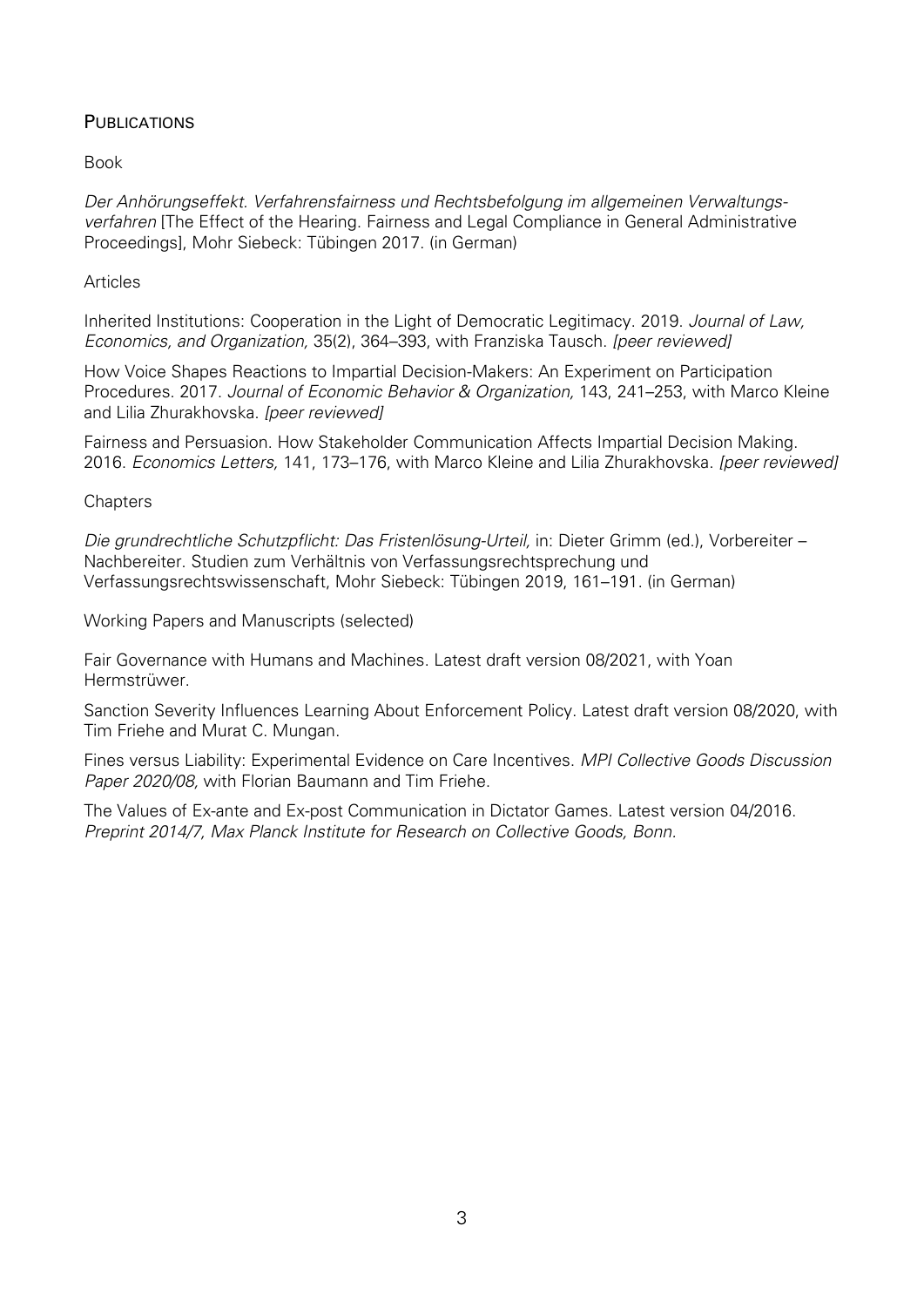## Publications

### Book

*Der Anhörungseffekt. Verfahrensfairness und Rechtsbefolgung im allgemeinen Verwaltungsverfahren* [The Effect of the Hearing. Fairness and Legal Compliance in General Administrative Proceedings], Mohr Siebeck: Tübingen 2017. (in German)

### Articles

Inherited Institutions: Cooperation in the Light of Democratic Legitimacy. 2019. *Journal of Law, Economics, and Organization,* 35(2), 364–393, with Franziska Tausch. *[peer reviewed]*

How Voice Shapes Reactions to Impartial Decision-Makers: An Experiment on Participation Procedures. 2017. *Journal of Economic Behavior & Organization,* 143, 241–253, with Marco Kleine and Lilia Zhurakhovska. *[peer reviewed]*

Fairness and Persuasion. How Stakeholder Communication Affects Impartial Decision Making. 2016. *Economics Letters,* 141, 173–176, with Marco Kleine and Lilia Zhurakhovska. *[peer reviewed]*

### Chapters

*Die grundrechtliche Schutzpflicht: Das Fristenlösung-Urteil,* in: Dieter Grimm (ed.), Vorbereiter – Nachbereiter. Studien zum Verhältnis von Verfassungsrechtsprechung und Verfassungsrechtswissenschaft, Mohr Siebeck: Tübingen 2019, 161–191. (in German)

### Working Papers and Manuscripts (selected)

Fair Governance with Humans and Machines. Latest draft version 08/2021, with Yoan Hermstrüwer.

Sanction Severity Influences Learning About Enforcement Policy. Latest draft version 08/2020, with Tim Friehe and Murat C. Mungan.

Fines versus Liability: Experimental Evidence on Care Incentives. *MPI Collective Goods Discussion Paper 2020/08,* with Florian Baumann and Tim Friehe.

The Values of Ex-ante and Ex-post Communication in Dictator Games. Latest version 04/2016. *Preprint 2014/7, Max Planck Institute for Research on Collective Goods, Bonn.*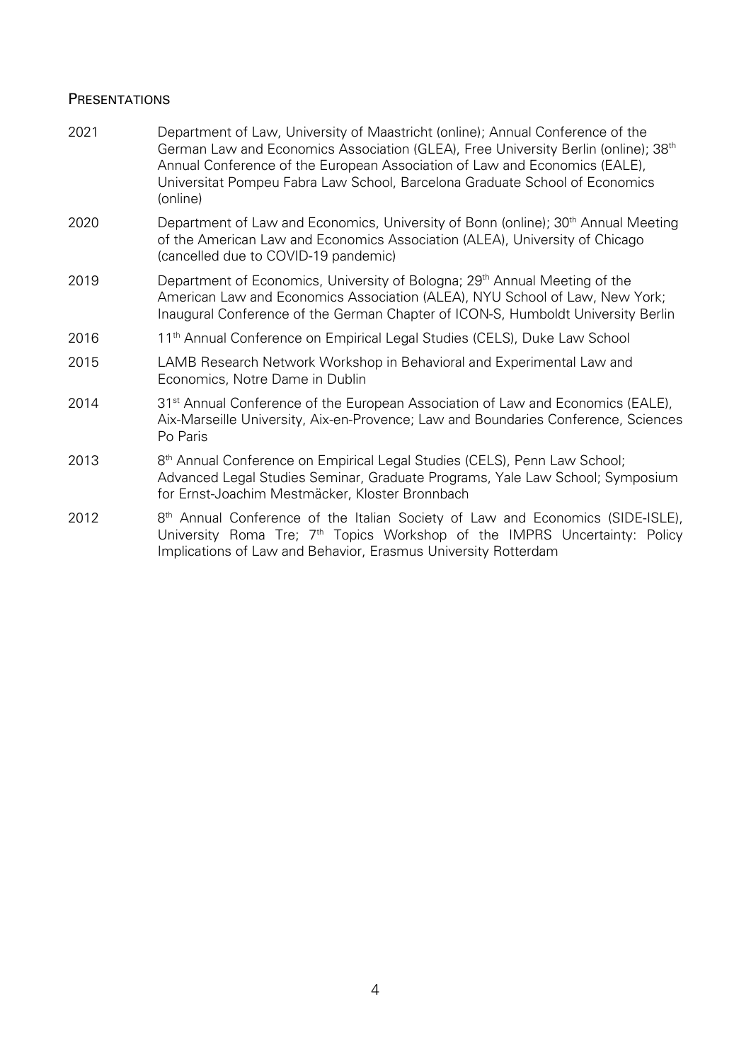## Presentations

| | |
|---|---|
| 2021 | Department of Law, University of Maastricht (online); Annual Conference of the German Law and Economics Association (GLEA), Free University Berlin (online); 38th Annual Conference of the European Association of Law and Economics (EALE), Universitat Pompeu Fabra Law School, Barcelona Graduate School of Economics (online) |
| 2020 | Department of Law and Economics, University of Bonn (online); 30th Annual Meeting of the American Law and Economics Association (ALEA), University of Chicago (cancelled due to COVID-19 pandemic) |
| 2019 | Department of Economics, University of Bologna; 29th Annual Meeting of the American Law and Economics Association (ALEA), NYU School of Law, New York; Inaugural Conference of the German Chapter of ICON-S, Humboldt University Berlin |
| 2016 | 11th Annual Conference on Empirical Legal Studies (CELS), Duke Law School |
| 2015 | LAMB Research Network Workshop in Behavioral and Experimental Law and Economics, Notre Dame in Dublin |
| 2014 | 31st Annual Conference of the European Association of Law and Economics (EALE), Aix-Marseille University, Aix-en-Provence; Law and Boundaries Conference, Sciences Po Paris |
| 2013 | 8th Annual Conference on Empirical Legal Studies (CELS), Penn Law School; Advanced Legal Studies Seminar, Graduate Programs, Yale Law School; Symposium for Ernst-Joachim Mestmäcker, Kloster Bronnbach |
| 2012 | 8th Annual Conference of the Italian Society of Law and Economics (SIDE-ISLE), University Roma Tre; 7th Topics Workshop of the IMPRS Uncertainty: Policy Implications of Law and Behavior, Erasmus University Rotterdam |